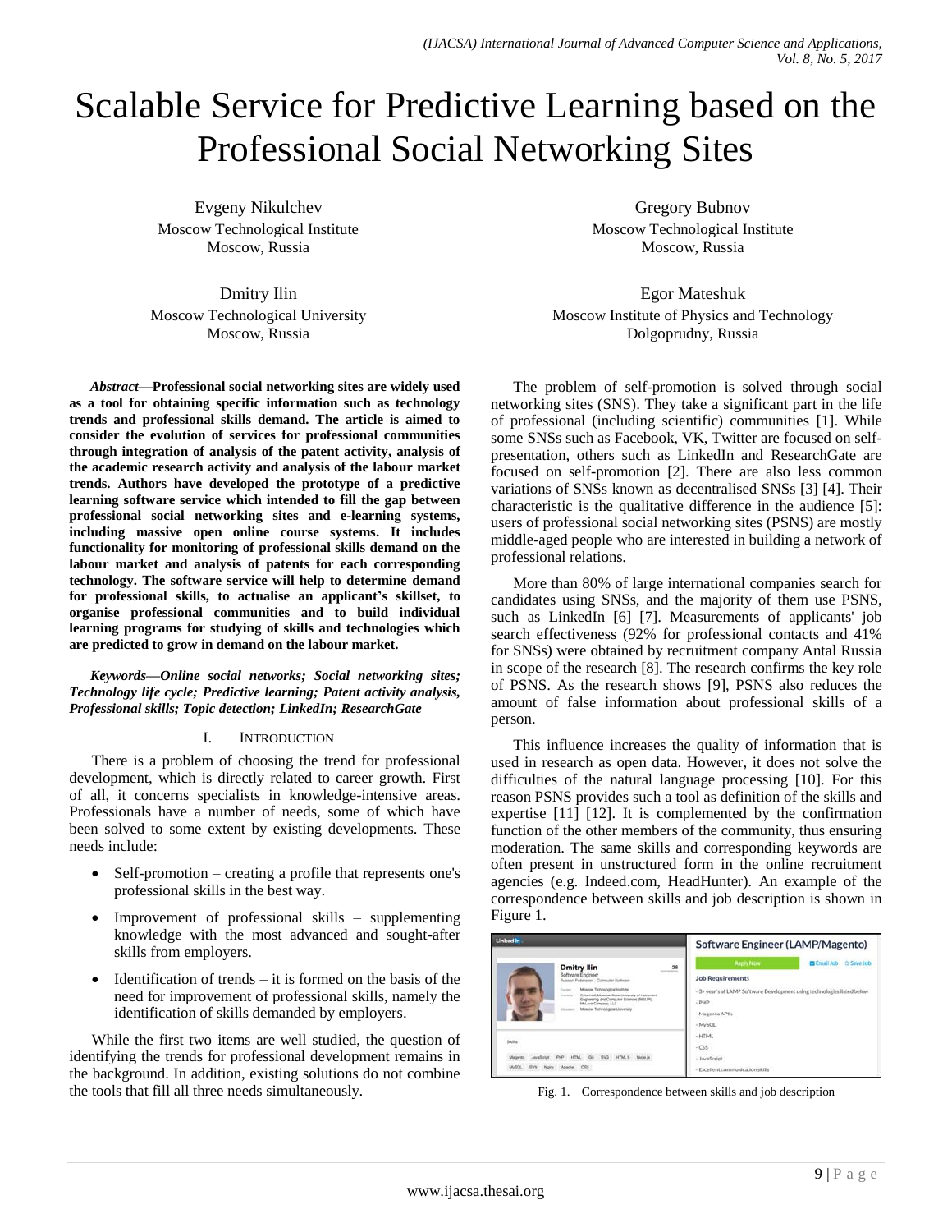# Scalable Service for Predictive Learning based on the Professional Social Networking Sites

Evgeny Nikulchev
Moscow Technological Institute
Moscow, Russia

Gregory Bubnov
Moscow Technological Institute
Moscow, Russia

Dmitry Ilin
Moscow Technological University
Moscow, Russia

Egor Mateshuk
Moscow Institute of Physics and Technology
Dolgoprudny, Russia

***Abstract*—Professional social networking sites are widely used as a tool for obtaining specific information such as technology trends and professional skills demand. The article is aimed to consider the evolution of services for professional communities through integration of analysis of the patent activity, analysis of the academic research activity and analysis of the labour market trends. Authors have developed the prototype of a predictive learning software service which intended to fill the gap between professional social networking sites and e-learning systems, including massive open online course systems. It includes functionality for monitoring of professional skills demand on the labour market and analysis of patents for each corresponding technology. The software service will help to determine demand for professional skills, to actualise an applicant's skillset, to organise professional communities and to build individual learning programs for studying of skills and technologies which are predicted to grow in demand on the labour market.**

***Keywords*—*Online social networks; Social networking sites; Technology life cycle; Predictive learning; Patent activity analysis, Professional skills; Topic detection; LinkedIn; ResearchGate***

## I. Introduction

There is a problem of choosing the trend for professional development, which is directly related to career growth. First of all, it concerns specialists in knowledge-intensive areas. Professionals have a number of needs, some of which have been solved to some extent by existing developments. These needs include:

- Self-promotion – creating a profile that represents one's professional skills in the best way.
- Improvement of professional skills – supplementing knowledge with the most advanced and sought-after skills from employers.
- Identification of trends – it is formed on the basis of the need for improvement of professional skills, namely the identification of skills demanded by employers.

While the first two items are well studied, the question of identifying the trends for professional development remains in the background. In addition, existing solutions do not combine the tools that fill all three needs simultaneously.

The problem of self-promotion is solved through social networking sites (SNS). They take a significant part in the life of professional (including scientific) communities [1]. While some SNSs such as Facebook, VK, Twitter are focused on self-presentation, others such as LinkedIn and ResearchGate are focused on self-promotion [2]. There are also less common variations of SNSs known as decentralised SNSs [3] [4]. Their characteristic is the qualitative difference in the audience [5]: users of professional social networking sites (PSNS) are mostly middle-aged people who are interested in building a network of professional relations.

More than 80% of large international companies search for candidates using SNSs, and the majority of them use PSNS, such as LinkedIn [6] [7]. Measurements of applicants' job search effectiveness (92% for professional contacts and 41% for SNSs) were obtained by recruitment company Antal Russia in scope of the research [8]. The research confirms the key role of PSNS. As the research shows [9], PSNS also reduces the amount of false information about professional skills of a person.

This influence increases the quality of information that is used in research as open data. However, it does not solve the difficulties of the natural language processing [10]. For this reason PSNS provides such a tool as definition of the skills and expertise [11] [12]. It is complemented by the confirmation function of the other members of the community, thus ensuring moderation. The same skills and corresponding keywords are often present in unstructured form in the online recruitment agencies (e.g. Indeed.com, HeadHunter). An example of the correspondence between skills and job description is shown in Figure 1.

Fig. 1. Correspondence between skills and job description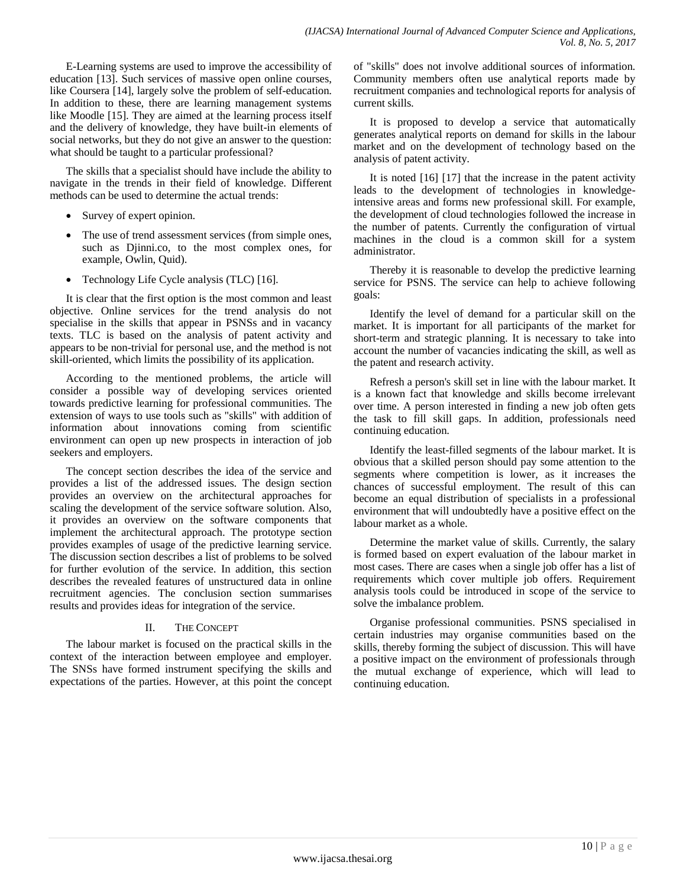E-Learning systems are used to improve the accessibility of education [13]. Such services of massive open online courses, like Coursera [14], largely solve the problem of self-education. In addition to these, there are learning management systems like Moodle [15]. They are aimed at the learning process itself and the delivery of knowledge, they have built-in elements of social networks, but they do not give an answer to the question: what should be taught to a particular professional?

The skills that a specialist should have include the ability to navigate in the trends in their field of knowledge. Different methods can be used to determine the actual trends:

- Survey of expert opinion.
- The use of trend assessment services (from simple ones, such as Djinni.co, to the most complex ones, for example, Owlin, Quid).
- Technology Life Cycle analysis (TLC) [16].

It is clear that the first option is the most common and least objective. Online services for the trend analysis do not specialise in the skills that appear in PSNSs and in vacancy texts. TLC is based on the analysis of patent activity and appears to be non-trivial for personal use, and the method is not skill-oriented, which limits the possibility of its application.

According to the mentioned problems, the article will consider a possible way of developing services oriented towards predictive learning for professional communities. The extension of ways to use tools such as "skills" with addition of information about innovations coming from scientific environment can open up new prospects in interaction of job seekers and employers.

The concept section describes the idea of the service and provides a list of the addressed issues. The design section provides an overview on the architectural approaches for scaling the development of the service software solution. Also, it provides an overview on the software components that implement the architectural approach. The prototype section provides examples of usage of the predictive learning service. The discussion section describes a list of problems to be solved for further evolution of the service. In addition, this section describes the revealed features of unstructured data in online recruitment agencies. The conclusion section summarises results and provides ideas for integration of the service.

## II. The Concept

The labour market is focused on the practical skills in the context of the interaction between employee and employer. The SNSs have formed instrument specifying the skills and expectations of the parties. However, at this point the concept of "skills" does not involve additional sources of information. Community members often use analytical reports made by recruitment companies and technological reports for analysis of current skills.

It is proposed to develop a service that automatically generates analytical reports on demand for skills in the labour market and on the development of technology based on the analysis of patent activity.

It is noted [16] [17] that the increase in the patent activity leads to the development of technologies in knowledge-intensive areas and forms new professional skill. For example, the development of cloud technologies followed the increase in the number of patents. Currently the configuration of virtual machines in the cloud is a common skill for a system administrator.

Thereby it is reasonable to develop the predictive learning service for PSNS. The service can help to achieve following goals:

Identify the level of demand for a particular skill on the market. It is important for all participants of the market for short-term and strategic planning. It is necessary to take into account the number of vacancies indicating the skill, as well as the patent and research activity.

Refresh a person's skill set in line with the labour market. It is a known fact that knowledge and skills become irrelevant over time. A person interested in finding a new job often gets the task to fill skill gaps. In addition, professionals need continuing education.

Identify the least-filled segments of the labour market. It is obvious that a skilled person should pay some attention to the segments where competition is lower, as it increases the chances of successful employment. The result of this can become an equal distribution of specialists in a professional environment that will undoubtedly have a positive effect on the labour market as a whole.

Determine the market value of skills. Currently, the salary is formed based on expert evaluation of the labour market in most cases. There are cases when a single job offer has a list of requirements which cover multiple job offers. Requirement analysis tools could be introduced in scope of the service to solve the imbalance problem.

Organise professional communities. PSNS specialised in certain industries may organise communities based on the skills, thereby forming the subject of discussion. This will have a positive impact on the environment of professionals through the mutual exchange of experience, which will lead to continuing education.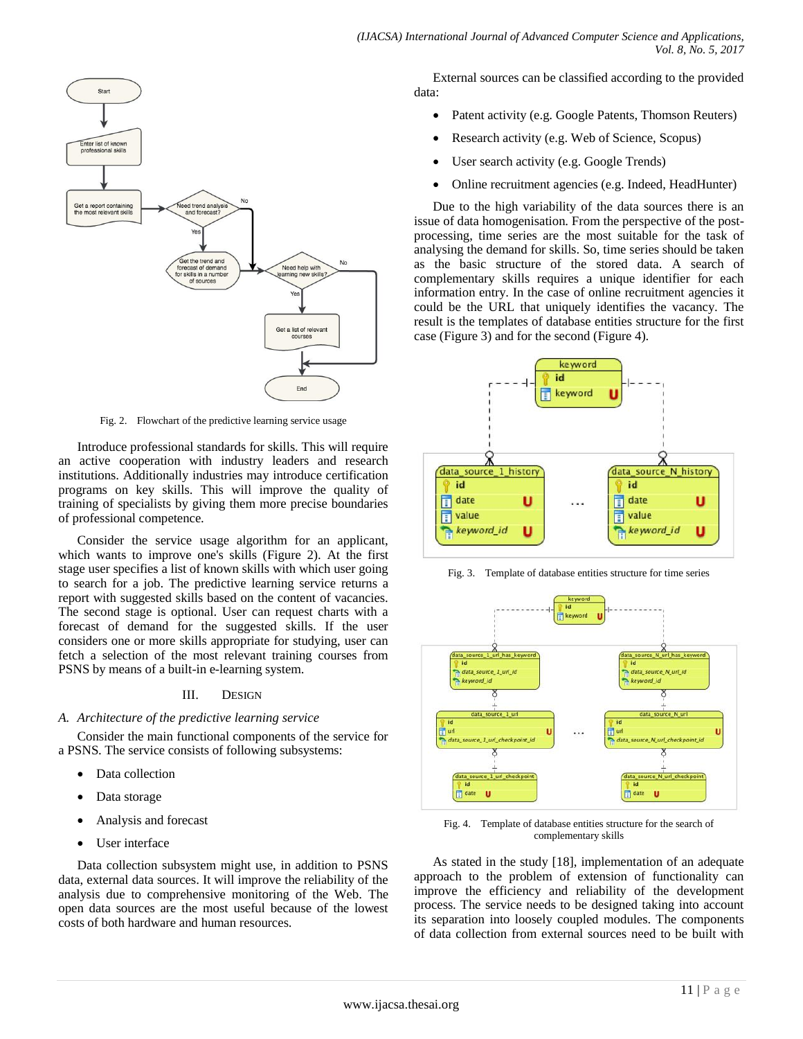Fig. 2. Flowchart of the predictive learning service usage

Introduce professional standards for skills. This will require an active cooperation with industry leaders and research institutions. Additionally industries may introduce certification programs on key skills. This will improve the quality of training of specialists by giving them more precise boundaries of professional competence.

Consider the service usage algorithm for an applicant, which wants to improve one's skills (Figure 2). At the first stage user specifies a list of known skills with which user going to search for a job. The predictive learning service returns a report with suggested skills based on the content of vacancies. The second stage is optional. User can request charts with a forecast of demand for the suggested skills. If the user considers one or more skills appropriate for studying, user can fetch a selection of the most relevant training courses from PSNS by means of a built-in e-learning system.

## III. DESIGN

### A. Architecture of the predictive learning service

Consider the main functional components of the service for a PSNS. The service consists of following subsystems:

- Data collection
- Data storage
- Analysis and forecast
- User interface

Data collection subsystem might use, in addition to PSNS data, external data sources. It will improve the reliability of the analysis due to comprehensive monitoring of the Web. The open data sources are the most useful because of the lowest costs of both hardware and human resources.

External sources can be classified according to the provided data:

- Patent activity (e.g. Google Patents, Thomson Reuters)
- Research activity (e.g. Web of Science, Scopus)
- User search activity (e.g. Google Trends)
- Online recruitment agencies (e.g. Indeed, HeadHunter)

Due to the high variability of the data sources there is an issue of data homogenisation. From the perspective of the post-processing, time series are the most suitable for the task of analysing the demand for skills. So, time series should be taken as the basic structure of the stored data. A search of complementary skills requires a unique identifier for each information entry. In the case of online recruitment agencies it could be the URL that uniquely identifies the vacancy. The result is the templates of database entities structure for the first case (Figure 3) and for the second (Figure 4).

Fig. 3. Template of database entities structure for time series

Fig. 4. Template of database entities structure for the search of complementary skills

As stated in the study [18], implementation of an adequate approach to the problem of extension of functionality can improve the efficiency and reliability of the development process. The service needs to be designed taking into account its separation into loosely coupled modules. The components of data collection from external sources need to be built with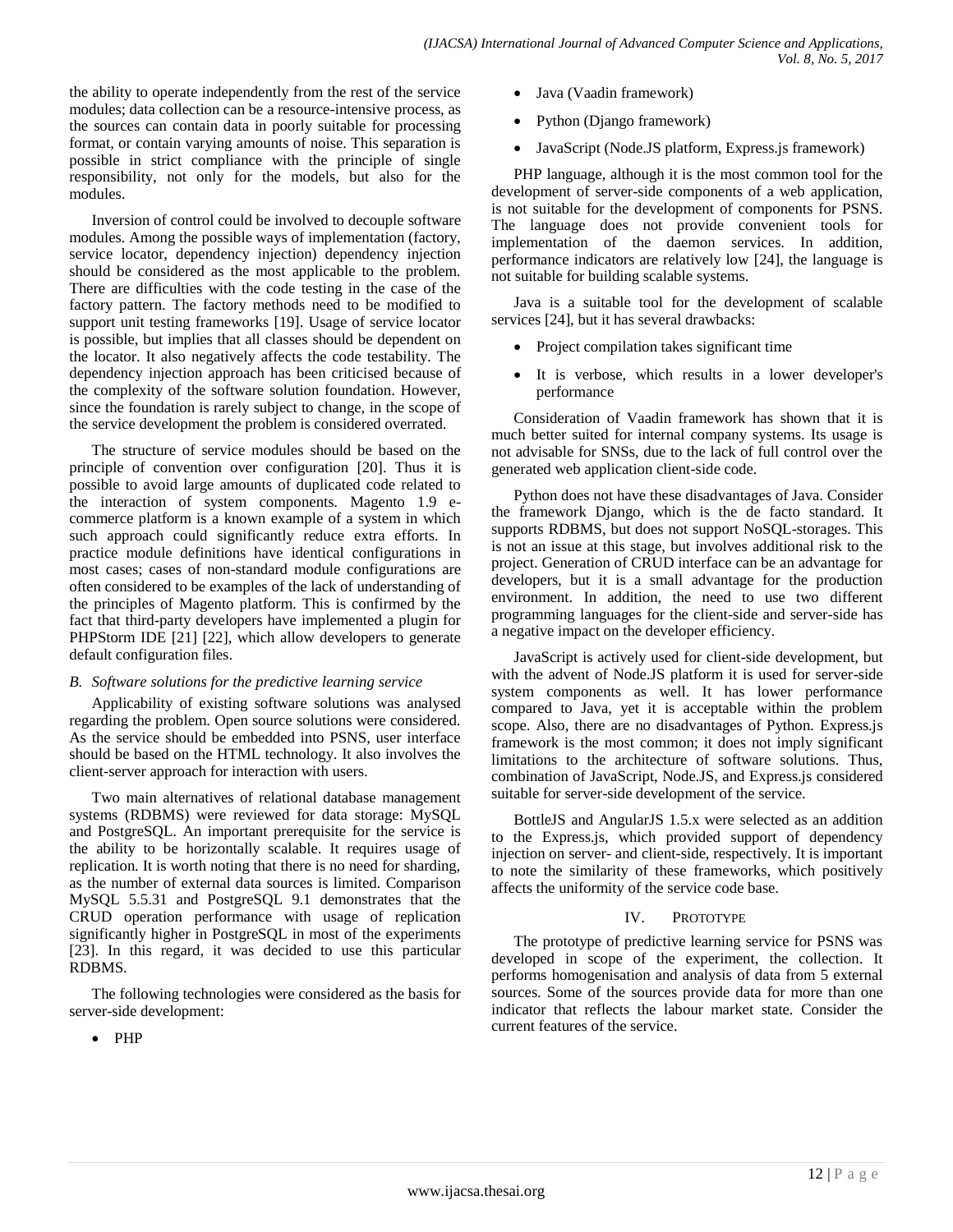the ability to operate independently from the rest of the service modules; data collection can be a resource-intensive process, as the sources can contain data in poorly suitable for processing format, or contain varying amounts of noise. This separation is possible in strict compliance with the principle of single responsibility, not only for the models, but also for the modules.

Inversion of control could be involved to decouple software modules. Among the possible ways of implementation (factory, service locator, dependency injection) dependency injection should be considered as the most applicable to the problem. There are difficulties with the code testing in the case of the factory pattern. The factory methods need to be modified to support unit testing frameworks [19]. Usage of service locator is possible, but implies that all classes should be dependent on the locator. It also negatively affects the code testability. The dependency injection approach has been criticised because of the complexity of the software solution foundation. However, since the foundation is rarely subject to change, in the scope of the service development the problem is considered overrated.

The structure of service modules should be based on the principle of convention over configuration [20]. Thus it is possible to avoid large amounts of duplicated code related to the interaction of system components. Magento 1.9 e-commerce platform is a known example of a system in which such approach could significantly reduce extra efforts. In practice module definitions have identical configurations in most cases; cases of non-standard module configurations are often considered to be examples of the lack of understanding of the principles of Magento platform. This is confirmed by the fact that third-party developers have implemented a plugin for PHPStorm IDE [21] [22], which allow developers to generate default configuration files.

### *B. Software solutions for the predictive learning service*

Applicability of existing software solutions was analysed regarding the problem. Open source solutions were considered. As the service should be embedded into PSNS, user interface should be based on the HTML technology. It also involves the client-server approach for interaction with users.

Two main alternatives of relational database management systems (RDBMS) were reviewed for data storage: MySQL and PostgreSQL. An important prerequisite for the service is the ability to be horizontally scalable. It requires usage of replication. It is worth noting that there is no need for sharding, as the number of external data sources is limited. Comparison MySQL 5.5.31 and PostgreSQL 9.1 demonstrates that the CRUD operation performance with usage of replication significantly higher in PostgreSQL in most of the experiments [23]. In this regard, it was decided to use this particular RDBMS.

The following technologies were considered as the basis for server-side development:

- PHP
- Java (Vaadin framework)
- Python (Django framework)
- JavaScript (Node.JS platform, Express.js framework)

PHP language, although it is the most common tool for the development of server-side components of a web application, is not suitable for the development of components for PSNS. The language does not provide convenient tools for implementation of the daemon services. In addition, performance indicators are relatively low [24], the language is not suitable for building scalable systems.

Java is a suitable tool for the development of scalable services [24], but it has several drawbacks:

- Project compilation takes significant time
- It is verbose, which results in a lower developer's performance

Consideration of Vaadin framework has shown that it is much better suited for internal company systems. Its usage is not advisable for SNSs, due to the lack of full control over the generated web application client-side code.

Python does not have these disadvantages of Java. Consider the framework Django, which is the de facto standard. It supports RDBMS, but does not support NoSQL-storages. This is not an issue at this stage, but involves additional risk to the project. Generation of CRUD interface can be an advantage for developers, but it is a small advantage for the production environment. In addition, the need to use two different programming languages for the client-side and server-side has a negative impact on the developer efficiency.

JavaScript is actively used for client-side development, but with the advent of Node.JS platform it is used for server-side system components as well. It has lower performance compared to Java, yet it is acceptable within the problem scope. Also, there are no disadvantages of Python. Express.js framework is the most common; it does not imply significant limitations to the architecture of software solutions. Thus, combination of JavaScript, Node.JS, and Express.js considered suitable for server-side development of the service.

BottleJS and AngularJS 1.5.x were selected as an addition to the Express.js, which provided support of dependency injection on server- and client-side, respectively. It is important to note the similarity of these frameworks, which positively affects the uniformity of the service code base.

## IV. Prototype

The prototype of predictive learning service for PSNS was developed in scope of the experiment, the collection. It performs homogenisation and analysis of data from 5 external sources. Some of the sources provide data for more than one indicator that reflects the labour market state. Consider the current features of the service.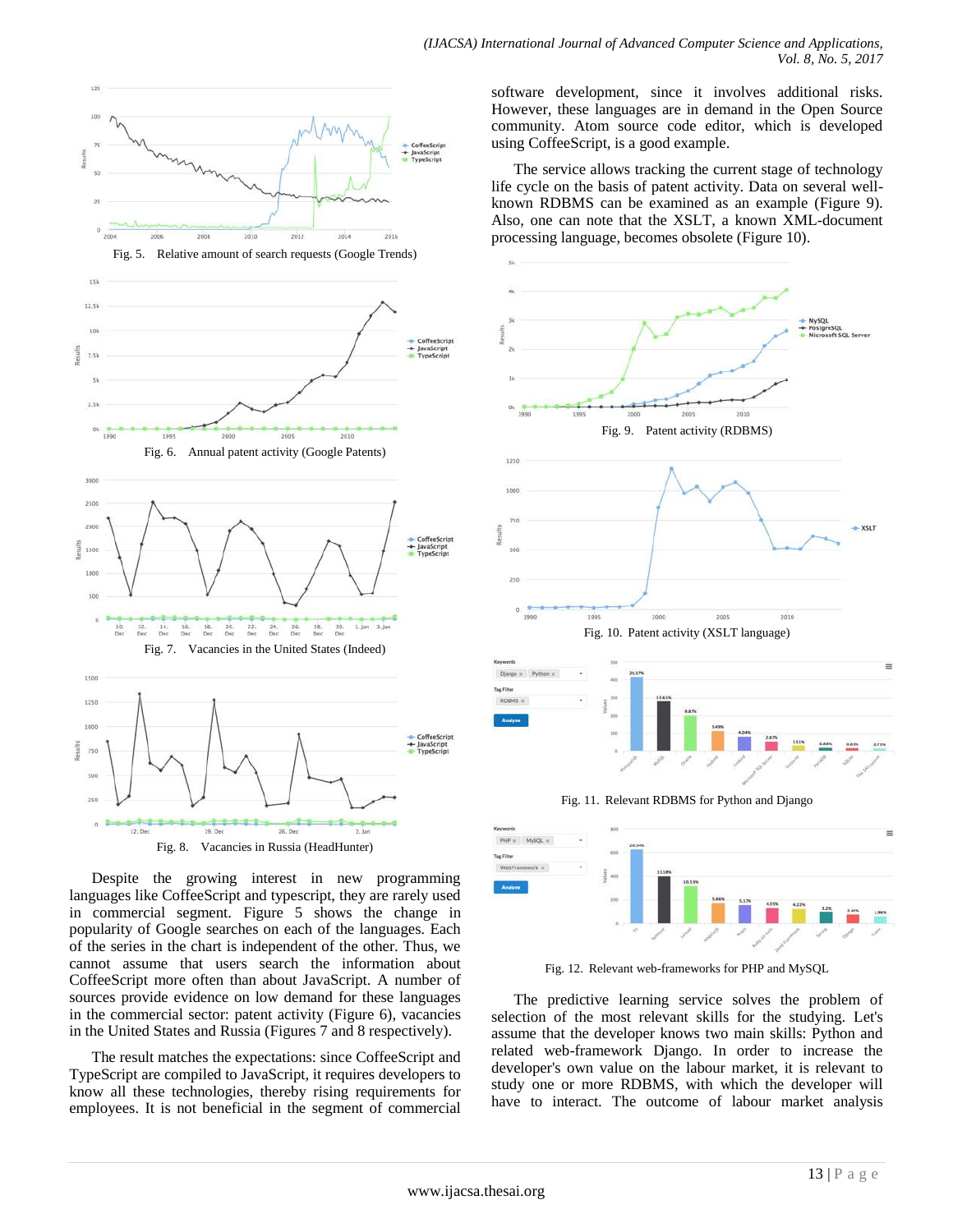Fig. 5. Relative amount of search requests (Google Trends)

Fig. 6. Annual patent activity (Google Patents)

Fig. 7. Vacancies in the United States (Indeed)

Fig. 8. Vacancies in Russia (HeadHunter)

Despite the growing interest in new programming languages like CoffeeScript and typescript, they are rarely used in commercial segment. Figure 5 shows the change in popularity of Google searches on each of the languages. Each of the series in the chart is independent of the other. Thus, we cannot assume that users search the information about CoffeeScript more often than about JavaScript. A number of sources provide evidence on low demand for these languages in the commercial sector: patent activity (Figure 6), vacancies in the United States and Russia (Figures 7 and 8 respectively).

The result matches the expectations: since CoffeeScript and TypeScript are compiled to JavaScript, it requires developers to know all these technologies, thereby rising requirements for employees. It is not beneficial in the segment of commercial software development, since it involves additional risks. However, these languages are in demand in the Open Source community. Atom source code editor, which is developed using CoffeeScript, is a good example.

The service allows tracking the current stage of technology life cycle on the basis of patent activity. Data on several well-known RDBMS can be examined as an example (Figure 9). Also, one can note that the XSLT, a known XML-document processing language, becomes obsolete (Figure 10).

Fig. 9. Patent activity (RDBMS)

Fig. 10. Patent activity (XSLT language)

Fig. 11. Relevant RDBMS for Python and Django

Fig. 12. Relevant web-frameworks for PHP and MySQL

The predictive learning service solves the problem of selection of the most relevant skills for the studying. Let's assume that the developer knows two main skills: Python and related web-framework Django. In order to increase the developer's own value on the labour market, it is relevant to study one or more RDBMS, with which the developer will have to interact. The outcome of labour market analysis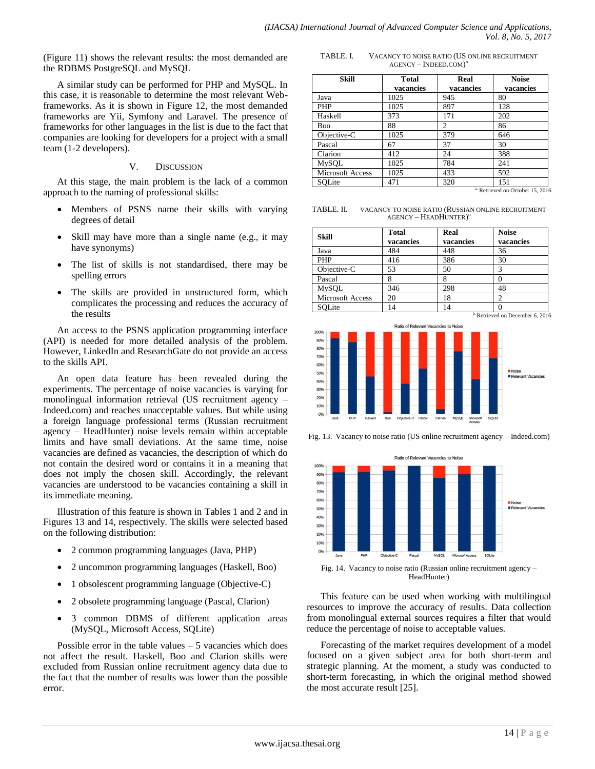(Figure 11) shows the relevant results: the most demanded are the RDBMS PostgreSQL and MySQL

A similar study can be performed for PHP and MySQL. In this case, it is reasonable to determine the most relevant Web-frameworks. As it is shown in Figure 12, the most demanded frameworks are Yii, Symfony and Laravel. The presence of frameworks for other languages in the list is due to the fact that companies are looking for developers for a project with a small team (1-2 developers).

## V. Discussion

At this stage, the main problem is the lack of a common approach to the naming of professional skills:

- Members of PSNS name their skills with varying degrees of detail
- Skill may have more than a single name (e.g., it may have synonyms)
- The list of skills is not standardised, there may be spelling errors
- The skills are provided in unstructured form, which complicates the processing and reduces the accuracy of the results

An access to the PSNS application programming interface (API) is needed for more detailed analysis of the problem. However, LinkedIn and ResearchGate do not provide an access to the skills API.

An open data feature has been revealed during the experiments. The percentage of noise vacancies is varying for monolingual information retrieval (US recruitment agency – Indeed.com) and reaches unacceptable values. But while using a foreign language professional terms (Russian recruitment agency – HeadHunter) noise levels remain within acceptable limits and have small deviations. At the same time, noise vacancies are defined as vacancies, the description of which do not contain the desired word or contains it in a meaning that does not imply the chosen skill. Accordingly, the relevant vacancies are understood to be vacancies containing a skill in its immediate meaning.

Illustration of this feature is shown in Tables 1 and 2 and in Figures 13 and 14, respectively. The skills were selected based on the following distribution:

- 2 common programming languages (Java, PHP)
- 2 uncommon programming languages (Haskell, Boo)
- 1 obsolescent programming language (Objective-C)
- 2 obsolete programming language (Pascal, Clarion)
- 3 common DBMS of different application areas (MySQL, Microsoft Access, SQLite)

Possible error in the table values – 5 vacancies which does not affect the result. Haskell, Boo and Clarion skills were excluded from Russian online recruitment agency data due to the fact that the number of results was lower than the possible error.

TABLE. I. Vacancy to noise ratio (US online recruitment agency – Indeed.com)[a]

| Skill | Total vacancies | Real vacancies | Noise vacancies |
|---|---|---|---|
| Java | 1025 | 945 | 80 |
| PHP | 1025 | 897 | 128 |
| Haskell | 373 | 171 | 202 |
| Boo | 88 | 2 | 86 |
| Objective-C | 1025 | 379 | 646 |
| Pascal | 67 | 37 | 30 |
| Clarion | 412 | 24 | 388 |
| MySQL | 1025 | 784 | 241 |
| Microsoft Access | 1025 | 433 | 592 |
| SQLite | 471 | 320 | 151 |

[a] Retrieved on October 15, 2016

TABLE. II. Vacancy to noise ratio (Russian online recruitment agency – HeadHunter)[b]

| Skill | Total vacancies | Real vacancies | Noise vacancies |
|---|---|---|---|
| Java | 484 | 448 | 36 |
| PHP | 416 | 386 | 30 |
| Objective-C | 53 | 50 | 3 |
| Pascal | 8 | 8 | 0 |
| MySQL | 346 | 298 | 48 |
| Microsoft Access | 20 | 18 | 2 |
| SQLite | 14 | 14 | 0 |

[b] Retrieved on December 6, 2016

Fig. 13. Vacancy to noise ratio (US online recruitment agency – Indeed.com)

Fig. 14. Vacancy to noise ratio (Russian online recruitment agency – HeadHunter)

This feature can be used when working with multilingual resources to improve the accuracy of results. Data collection from monolingual external sources requires a filter that would reduce the percentage of noise to acceptable values.

Forecasting of the market requires development of a model focused on a given subject area for both short-term and strategic planning. At the moment, a study was conducted to short-term forecasting, in which the original method showed the most accurate result [25].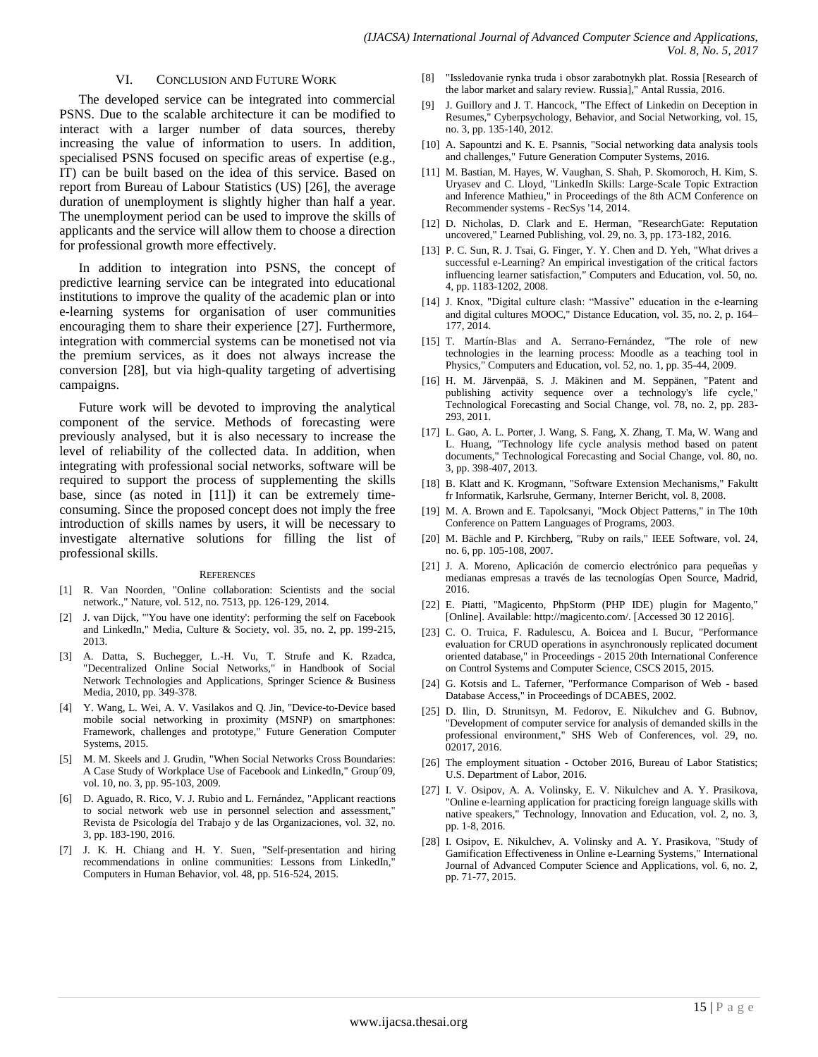## VI. Conclusion and Future Work

The developed service can be integrated into commercial PSNS. Due to the scalable architecture it can be modified to interact with a larger number of data sources, thereby increasing the value of information to users. In addition, specialised PSNS focused on specific areas of expertise (e.g., IT) can be built based on the idea of this service. Based on report from Bureau of Labour Statistics (US) [26], the average duration of unemployment is slightly higher than half a year. The unemployment period can be used to improve the skills of applicants and the service will allow them to choose a direction for professional growth more effectively.

In addition to integration into PSNS, the concept of predictive learning service can be integrated into educational institutions to improve the quality of the academic plan or into e-learning systems for organisation of user communities encouraging them to share their experience [27]. Furthermore, integration with commercial systems can be monetised not via the premium services, as it does not always increase the conversion [28], but via high-quality targeting of advertising campaigns.

Future work will be devoted to improving the analytical component of the service. Methods of forecasting were previously analysed, but it is also necessary to increase the level of reliability of the collected data. In addition, when integrating with professional social networks, software will be required to support the process of supplementing the skills base, since (as noted in [11]) it can be extremely time-consuming. Since the proposed concept does not imply the free introduction of skills names by users, it will be necessary to investigate alternative solutions for filling the list of professional skills.

### References

[1] R. Van Noorden, "Online collaboration: Scientists and the social network.," Nature, vol. 512, no. 7513, pp. 126-129, 2014.

[2] J. van Dijck, "'You have one identity': performing the self on Facebook and LinkedIn," Media, Culture & Society, vol. 35, no. 2, pp. 199-215, 2013.

[3] A. Datta, S. Buchegger, L.-H. Vu, T. Strufe and K. Rzadca, "Decentralized Online Social Networks," in Handbook of Social Network Technologies and Applications, Springer Science & Business Media, 2010, pp. 349-378.

[4] Y. Wang, L. Wei, A. V. Vasilakos and Q. Jin, "Device-to-Device based mobile social networking in proximity (MSNP) on smartphones: Framework, challenges and prototype," Future Generation Computer Systems, 2015.

[5] M. M. Skeels and J. Grudin, "When Social Networks Cross Boundaries: A Case Study of Workplace Use of Facebook and LinkedIn," Group´09, vol. 10, no. 3, pp. 95-103, 2009.

[6] D. Aguado, R. Rico, V. J. Rubio and L. Fernández, "Applicant reactions to social network web use in personnel selection and assessment," Revista de Psicología del Trabajo y de las Organizaciones, vol. 32, no. 3, pp. 183-190, 2016.

[7] J. K. H. Chiang and H. Y. Suen, "Self-presentation and hiring recommendations in online communities: Lessons from LinkedIn," Computers in Human Behavior, vol. 48, pp. 516-524, 2015.

[8] "Issledovanie rynka truda i obsor zarabotnykh plat. Rossia [Research of the labor market and salary review. Russia]," Antal Russia, 2016.

[9] J. Guillory and J. T. Hancock, "The Effect of Linkedin on Deception in Resumes," Cyberpsychology, Behavior, and Social Networking, vol. 15, no. 3, pp. 135-140, 2012.

[10] A. Sapountzi and K. E. Psannis, "Social networking data analysis tools and challenges," Future Generation Computer Systems, 2016.

[11] M. Bastian, M. Hayes, W. Vaughan, S. Shah, P. Skomoroch, H. Kim, S. Uryasev and C. Lloyd, "LinkedIn Skills: Large-Scale Topic Extraction and Inference Mathieu," in Proceedings of the 8th ACM Conference on Recommender systems - RecSys '14, 2014.

[12] D. Nicholas, D. Clark and E. Herman, "ResearchGate: Reputation uncovered," Learned Publishing, vol. 29, no. 3, pp. 173-182, 2016.

[13] P. C. Sun, R. J. Tsai, G. Finger, Y. Y. Chen and D. Yeh, "What drives a successful e-Learning? An empirical investigation of the critical factors influencing learner satisfaction," Computers and Education, vol. 50, no. 4, pp. 1183-1202, 2008.

[14] J. Knox, "Digital culture clash: "Massive" education in the e-learning and digital cultures MOOC," Distance Education, vol. 35, no. 2, p. 164–177, 2014.

[15] T. Martín-Blas and A. Serrano-Fernández, "The role of new technologies in the learning process: Moodle as a teaching tool in Physics," Computers and Education, vol. 52, no. 1, pp. 35-44, 2009.

[16] H. M. Järvenpää, S. J. Mäkinen and M. Seppänen, "Patent and publishing activity sequence over a technology's life cycle," Technological Forecasting and Social Change, vol. 78, no. 2, pp. 283-293, 2011.

[17] L. Gao, A. L. Porter, J. Wang, S. Fang, X. Zhang, T. Ma, W. Wang and L. Huang, "Technology life cycle analysis method based on patent documents," Technological Forecasting and Social Change, vol. 80, no. 3, pp. 398-407, 2013.

[18] B. Klatt and K. Krogmann, "Software Extension Mechanisms," Fakultt fr Informatik, Karlsruhe, Germany, Interner Bericht, vol. 8, 2008.

[19] M. A. Brown and E. Tapolcsanyi, "Mock Object Patterns," in The 10th Conference on Pattern Languages of Programs, 2003.

[20] M. Bächle and P. Kirchberg, "Ruby on rails," IEEE Software, vol. 24, no. 6, pp. 105-108, 2007.

[21] J. A. Moreno, Aplicación de comercio electrónico para pequeñas y medianas empresas a través de las tecnologías Open Source, Madrid, 2016.

[22] E. Piatti, "Magicento, PhpStorm (PHP IDE) plugin for Magento," [Online]. Available: http://magicento.com/. [Accessed 30 12 2016].

[23] C. O. Truica, F. Radulescu, A. Boicea and I. Bucur, "Performance evaluation for CRUD operations in asynchronously replicated document oriented database," in Proceedings - 2015 20th International Conference on Control Systems and Computer Science, CSCS 2015, 2015.

[24] G. Kotsis and L. Taferner, "Performance Comparison of Web - based Database Access," in Proceedings of DCABES, 2002.

[25] D. Ilin, D. Strunitsyn, M. Fedorov, E. Nikulchev and G. Bubnov, "Development of computer service for analysis of demanded skills in the professional environment," SHS Web of Conferences, vol. 29, no. 02017, 2016.

[26] The employment situation - October 2016, Bureau of Labor Statistics; U.S. Department of Labor, 2016.

[27] I. V. Osipov, A. A. Volinsky, E. V. Nikulchev and A. Y. Prasikova, "Online e-learning application for practicing foreign language skills with native speakers," Technology, Innovation and Education, vol. 2, no. 3, pp. 1-8, 2016.

[28] I. Osipov, E. Nikulchev, A. Volinsky and A. Y. Prasikova, "Study of Gamification Effectiveness in Online e-Learning Systems," International Journal of Advanced Computer Science and Applications, vol. 6, no. 2, pp. 71-77, 2015.